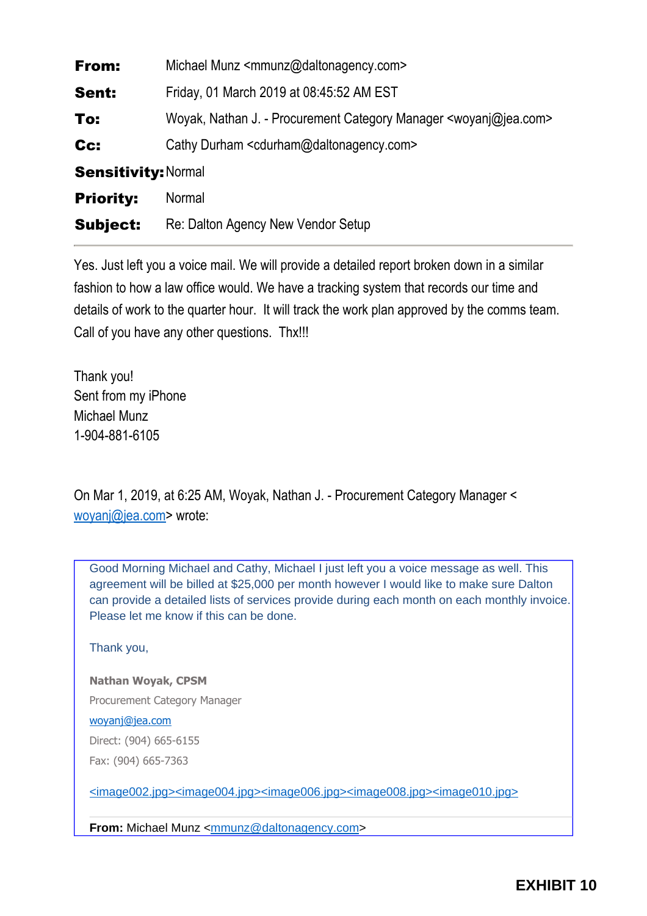| | |
|---|---|
| **From:** | Michael Munz <mmunz@daltonagency.com> |
| **Sent:** | Friday, 01 March 2019 at 08:45:52 AM EST |
| **To:** | Woyak, Nathan J. - Procurement Category Manager <woyanj@jea.com> |
| **Cc:** | Cathy Durham <cdurham@daltonagency.com> |
| **Sensitivity:** | Normal |
| **Priority:** | Normal |
| **Subject:** | Re: Dalton Agency New Vendor Setup |

---

Yes. Just left you a voice mail. We will provide a detailed report broken down in a similar fashion to how a law office would. We have a tracking system that records our time and details of work to the quarter hour. It will track the work plan approved by the comms team. Call of you have any other questions. Thx!!!

Thank you!
Sent from my iPhone
Michael Munz
1-904-881-6105

On Mar 1, 2019, at 6:25 AM, Woyak, Nathan J. - Procurement Category Manager < woyanj@jea.com> wrote:

> Good Morning Michael and Cathy, Michael I just left you a voice message as well. This agreement will be billed at $25,000 per month however I would like to make sure Dalton can provide a detailed lists of services provide during each month on each monthly invoice. Please let me know if this can be done.
>
> Thank you,
>
> **Nathan Woyak, CPSM**
> Procurement Category Manager
> woyanj@jea.com
> Direct: (904) 665-6155
> Fax: (904) 665-7363
>
> <image002.jpg><image004.jpg><image006.jpg><image008.jpg><image010.jpg>
>
> **From:** Michael Munz <mmunz@daltonagency.com>

**EXHIBIT 10**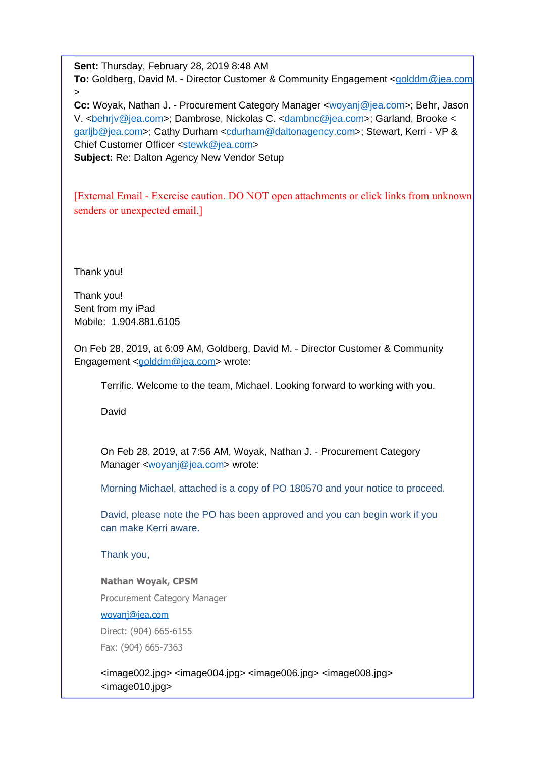**Sent:** Thursday, February 28, 2019 8:48 AM
**To:** Goldberg, David M. - Director Customer & Community Engagement <golddm@jea.com>
**Cc:** Woyak, Nathan J. - Procurement Category Manager <woyanj@jea.com>; Behr, Jason V. <behrjv@jea.com>; Dambrose, Nickolas C. <dambnc@jea.com>; Garland, Brooke <garljb@jea.com>; Cathy Durham <cdurham@daltonagency.com>; Stewart, Kerri - VP & Chief Customer Officer <stewk@jea.com>
**Subject:** Re: Dalton Agency New Vendor Setup

[External Email - Exercise caution. DO NOT open attachments or click links from unknown senders or unexpected email.]

Thank you!

Thank you!
Sent from my iPad
Mobile: 1.904.881.6105

On Feb 28, 2019, at 6:09 AM, Goldberg, David M. - Director Customer & Community Engagement <golddm@jea.com> wrote:

> Terrific. Welcome to the team, Michael. Looking forward to working with you.
>
> David
>
> On Feb 28, 2019, at 7:56 AM, Woyak, Nathan J. - Procurement Category Manager <woyanj@jea.com> wrote:
>
> Morning Michael, attached is a copy of PO 180570 and your notice to proceed.
>
> David, please note the PO has been approved and you can begin work if you can make Kerri aware.
>
> Thank you,
>
> **Nathan Woyak, CPSM**
> Procurement Category Manager
> woyanj@jea.com
> Direct: (904) 665-6155
> Fax: (904) 665-7363
>
> <image002.jpg> <image004.jpg> <image006.jpg> <image008.jpg> <image010.jpg>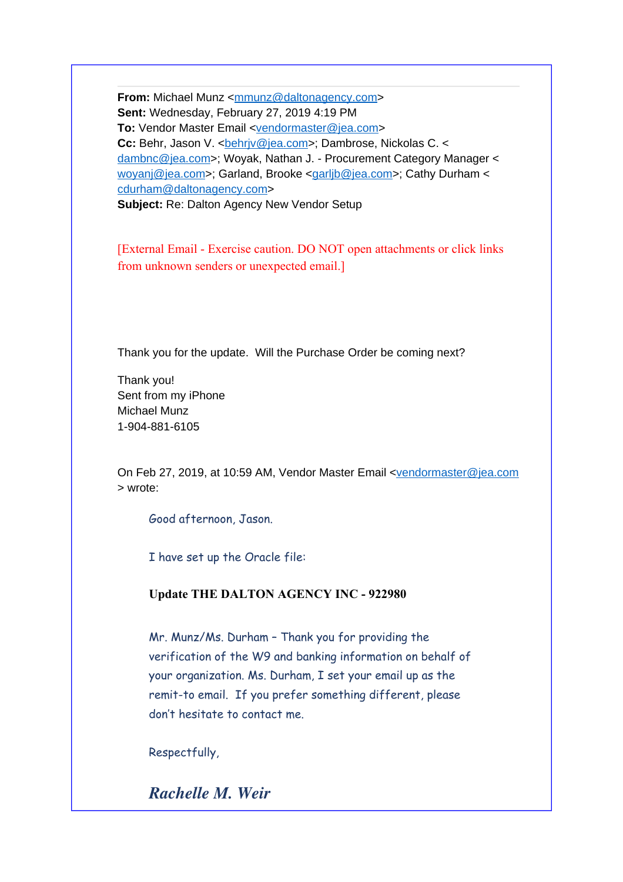**From:** Michael Munz <mmunz@daltonagency.com>
**Sent:** Wednesday, February 27, 2019 4:19 PM
**To:** Vendor Master Email <vendormaster@jea.com>
**Cc:** Behr, Jason V. <behrjv@jea.com>; Dambrose, Nickolas C. <dambnc@jea.com>; Woyak, Nathan J. - Procurement Category Manager <woyanj@jea.com>; Garland, Brooke <garljb@jea.com>; Cathy Durham <cdurham@daltonagency.com>
**Subject:** Re: Dalton Agency New Vendor Setup

[External Email - Exercise caution. DO NOT open attachments or click links from unknown senders or unexpected email.]

Thank you for the update. Will the Purchase Order be coming next?

Thank you!
Sent from my iPhone
Michael Munz
1-904-881-6105

On Feb 27, 2019, at 10:59 AM, Vendor Master Email <vendormaster@jea.com> wrote:

> Good afternoon, Jason.
>
> I have set up the Oracle file:
>
> **Update THE DALTON AGENCY INC - 922980**
>
> Mr. Munz/Ms. Durham – Thank you for providing the verification of the W9 and banking information on behalf of your organization. Ms. Durham, I set your email up as the remit-to email. If you prefer something different, please don't hesitate to contact me.
>
> Respectfully,
>
> ***Rachelle M. Weir***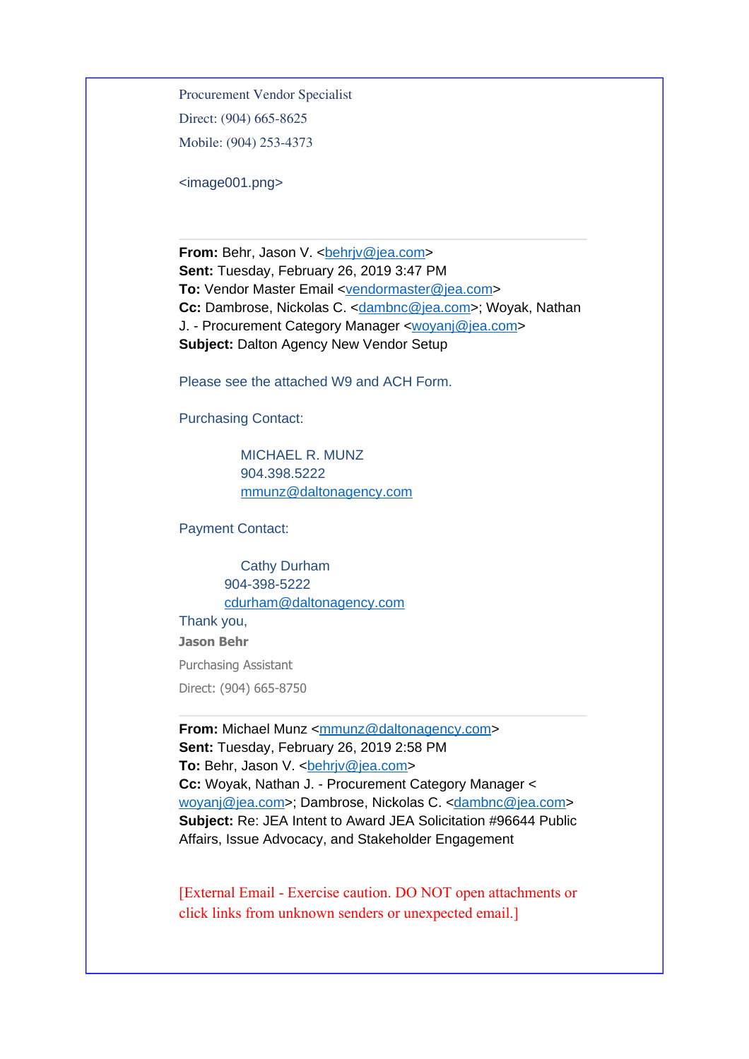Procurement Vendor Specialist

Direct: (904) 665-8625

Mobile: (904) 253-4373

<image001.png>

---

**From:** Behr, Jason V. <behrjv@jea.com>
**Sent:** Tuesday, February 26, 2019 3:47 PM
**To:** Vendor Master Email <vendormaster@jea.com>
**Cc:** Dambrose, Nickolas C. <dambnc@jea.com>; Woyak, Nathan J. - Procurement Category Manager <woyanj@jea.com>
**Subject:** Dalton Agency New Vendor Setup

Please see the attached W9 and ACH Form.

Purchasing Contact:

MICHAEL R. MUNZ
904.398.5222
mmunz@daltonagency.com

Payment Contact:

Cathy Durham
904-398-5222
cdurham@daltonagency.com

Thank you,

**Jason Behr**

Purchasing Assistant

Direct: (904) 665-8750

---

**From:** Michael Munz <mmunz@daltonagency.com>
**Sent:** Tuesday, February 26, 2019 2:58 PM
**To:** Behr, Jason V. <behrjv@jea.com>
**Cc:** Woyak, Nathan J. - Procurement Category Manager < woyanj@jea.com>; Dambrose, Nickolas C. <dambnc@jea.com>
**Subject:** Re: JEA Intent to Award JEA Solicitation #96644 Public Affairs, Issue Advocacy, and Stakeholder Engagement

[External Email - Exercise caution. DO NOT open attachments or click links from unknown senders or unexpected email.]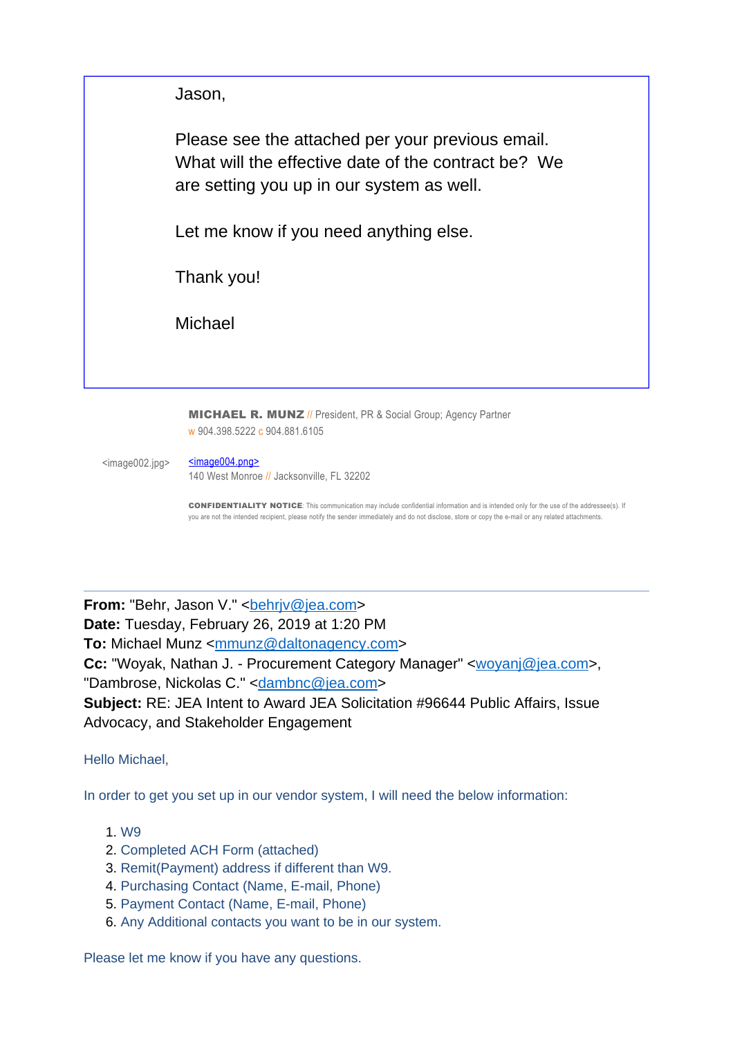Jason,

Please see the attached per your previous email. What will the effective date of the contract be? We are setting you up in our system as well.

Let me know if you need anything else.

Thank you!

Michael

**MICHAEL R. MUNZ** // President, PR & Social Group; Agency Partner
w 904.398.5222 c 904.881.6105

<image002.jpg> <image004.png>
140 West Monroe // Jacksonville, FL 32202

**CONFIDENTIALITY NOTICE**: This communication may include confidential information and is intended only for the use of the addressee(s). If you are not the intended recipient, please notify the sender immediately and do not disclose, store or copy the e-mail or any related attachments.

---

**From:** "Behr, Jason V." <behrjv@jea.com>
**Date:** Tuesday, February 26, 2019 at 1:20 PM
**To:** Michael Munz <mmunz@daltonagency.com>
**Cc:** "Woyak, Nathan J. - Procurement Category Manager" <woyanj@jea.com>, "Dambrose, Nickolas C." <dambnc@jea.com>
**Subject:** RE: JEA Intent to Award JEA Solicitation #96644 Public Affairs, Issue Advocacy, and Stakeholder Engagement

Hello Michael,

In order to get you set up in our vendor system, I will need the below information:

1. W9
2. Completed ACH Form (attached)
3. Remit(Payment) address if different than W9.
4. Purchasing Contact (Name, E-mail, Phone)
5. Payment Contact (Name, E-mail, Phone)
6. Any Additional contacts you want to be in our system.

Please let me know if you have any questions.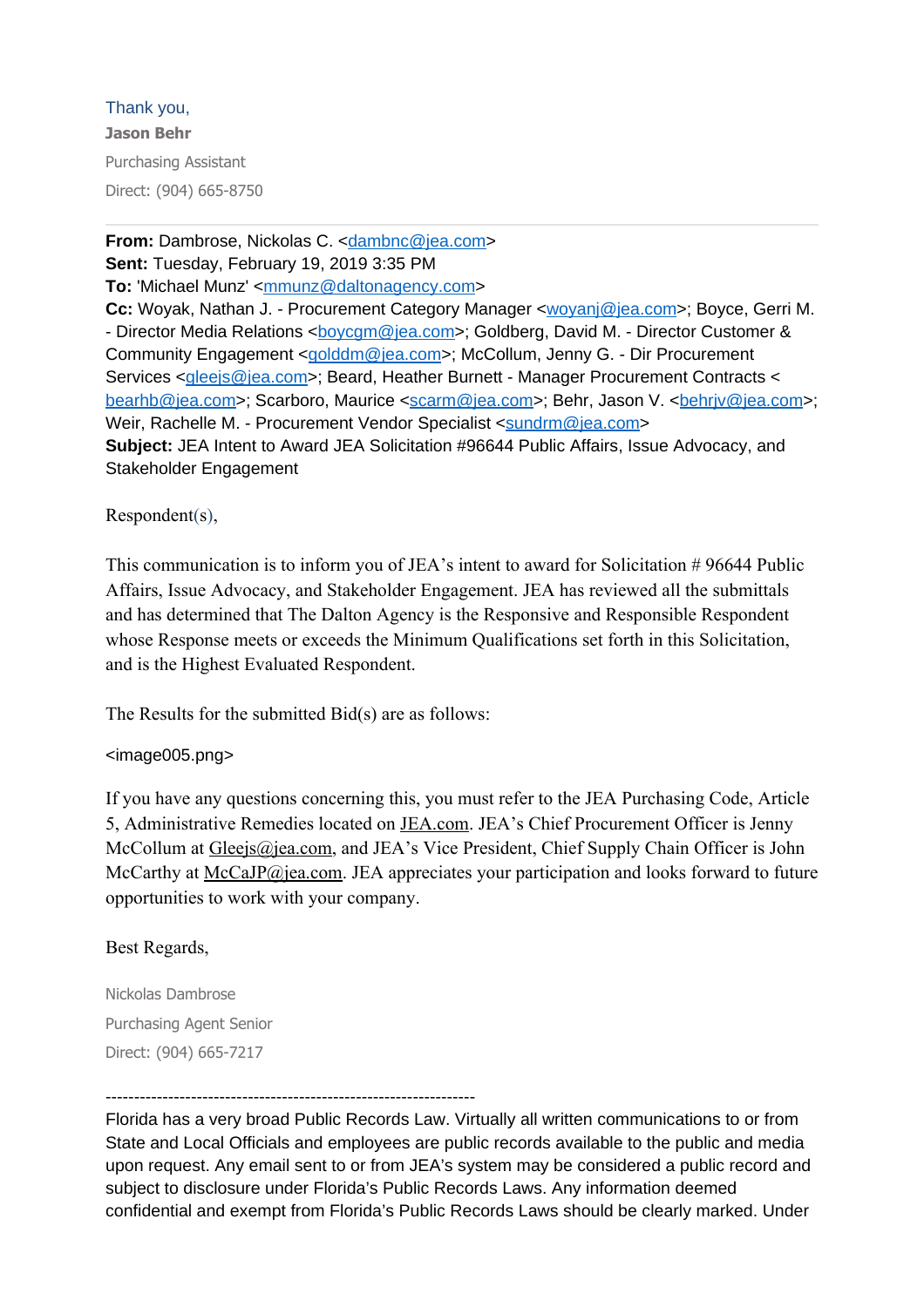Thank you,

**Jason Behr**

Purchasing Assistant

Direct: (904) 665-8750

---

**From:** Dambrose, Nickolas C. <dambnc@jea.com>
**Sent:** Tuesday, February 19, 2019 3:35 PM
**To:** 'Michael Munz' <mmunz@daltonagency.com>
**Cc:** Woyak, Nathan J. - Procurement Category Manager <woyanj@jea.com>; Boyce, Gerri M. - Director Media Relations <boycgm@jea.com>; Goldberg, David M. - Director Customer & Community Engagement <golddm@jea.com>; McCollum, Jenny G. - Dir Procurement Services <gleejs@jea.com>; Beard, Heather Burnett - Manager Procurement Contracts < bearhb@jea.com>; Scarboro, Maurice <scarm@jea.com>; Behr, Jason V. <behrjv@jea.com>; Weir, Rachelle M. - Procurement Vendor Specialist <sundrm@jea.com>
**Subject:** JEA Intent to Award JEA Solicitation #96644 Public Affairs, Issue Advocacy, and Stakeholder Engagement

Respondent(s),

This communication is to inform you of JEA's intent to award for Solicitation # 96644 Public Affairs, Issue Advocacy, and Stakeholder Engagement. JEA has reviewed all the submittals and has determined that The Dalton Agency is the Responsive and Responsible Respondent whose Response meets or exceeds the Minimum Qualifications set forth in this Solicitation, and is the Highest Evaluated Respondent.

The Results for the submitted Bid(s) are as follows:

<image005.png>

If you have any questions concerning this, you must refer to the JEA Purchasing Code, Article 5, Administrative Remedies located on JEA.com. JEA's Chief Procurement Officer is Jenny McCollum at Gleejs@jea.com, and JEA's Vice President, Chief Supply Chain Officer is John McCarthy at McCaJP@jea.com. JEA appreciates your participation and looks forward to future opportunities to work with your company.

Best Regards,

Nickolas Dambrose

Purchasing Agent Senior

Direct: (904) 665-7217

-----------------------------------------------------------------

Florida has a very broad Public Records Law. Virtually all written communications to or from State and Local Officials and employees are public records available to the public and media upon request. Any email sent to or from JEA's system may be considered a public record and subject to disclosure under Florida's Public Records Laws. Any information deemed confidential and exempt from Florida's Public Records Laws should be clearly marked. Under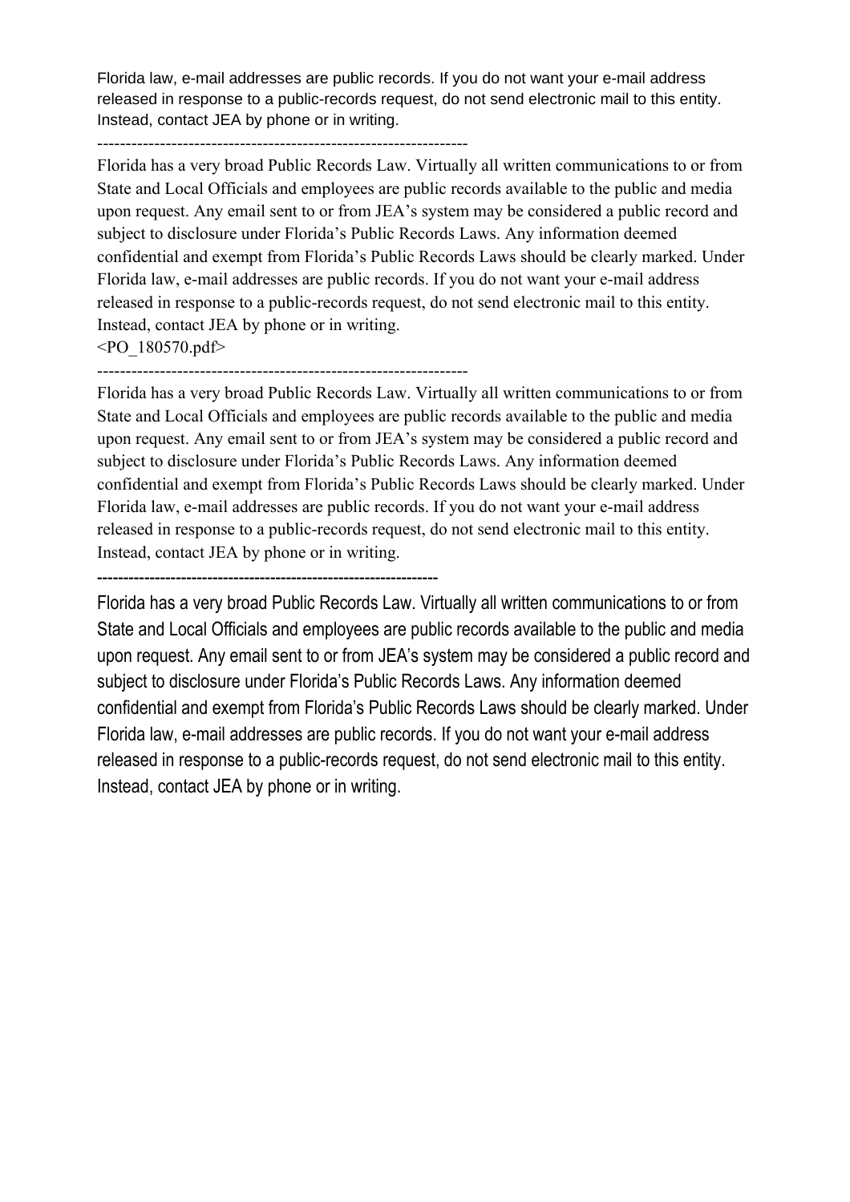Florida law, e-mail addresses are public records. If you do not want your e-mail address released in response to a public-records request, do not send electronic mail to this entity. Instead, contact JEA by phone or in writing.

-----------------------------------------------------------------

Florida has a very broad Public Records Law. Virtually all written communications to or from State and Local Officials and employees are public records available to the public and media upon request. Any email sent to or from JEA's system may be considered a public record and subject to disclosure under Florida's Public Records Laws. Any information deemed confidential and exempt from Florida's Public Records Laws should be clearly marked. Under Florida law, e-mail addresses are public records. If you do not want your e-mail address released in response to a public-records request, do not send electronic mail to this entity. Instead, contact JEA by phone or in writing.

<PO_180570.pdf>

-----------------------------------------------------------------

Florida has a very broad Public Records Law. Virtually all written communications to or from State and Local Officials and employees are public records available to the public and media upon request. Any email sent to or from JEA's system may be considered a public record and subject to disclosure under Florida's Public Records Laws. Any information deemed confidential and exempt from Florida's Public Records Laws should be clearly marked. Under Florida law, e-mail addresses are public records. If you do not want your e-mail address released in response to a public-records request, do not send electronic mail to this entity. Instead, contact JEA by phone or in writing.

-----------------------------------------------------------------

Florida has a very broad Public Records Law. Virtually all written communications to or from State and Local Officials and employees are public records available to the public and media upon request. Any email sent to or from JEA's system may be considered a public record and subject to disclosure under Florida's Public Records Laws. Any information deemed confidential and exempt from Florida's Public Records Laws should be clearly marked. Under Florida law, e-mail addresses are public records. If you do not want your e-mail address released in response to a public-records request, do not send electronic mail to this entity. Instead, contact JEA by phone or in writing.